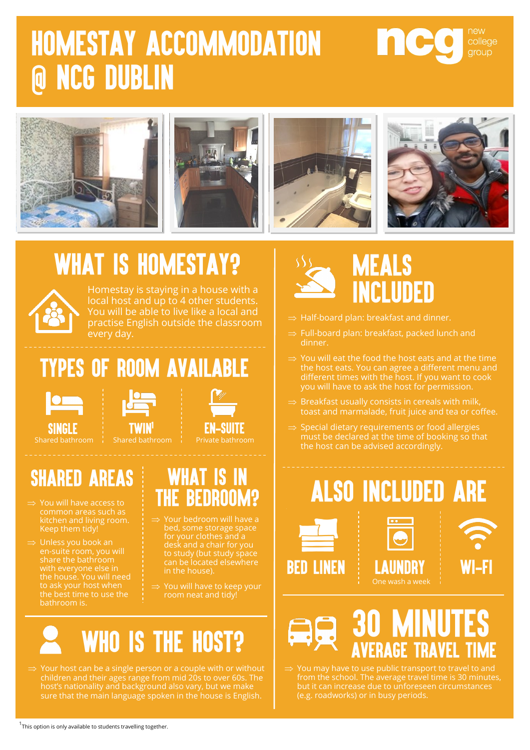# HOMESTAY ACCOMMODATION @ NCG DUBLIN

ncg new college group

## WHAT IS HOMESTAY?

Homestay is staying in a house with a local host and up to 4 other students. You will be able to live like a local and practise English outside the classroom every day.

## TYPES OF ROOM AVAILABLE

- **SINGLE** – Shared bathroom
- **TWIN**[1] – Shared bathroom
- **EN-SUITE** – Private bathroom

## SHARED AREAS

- You will have access to common areas such as kitchen and living room. Keep them tidy!
- Unless you book an en-suite room, you will share the bathroom with everyone else in the house. You will need to ask your host when the best time to use the bathroom is.

## WHAT IS IN THE BEDROOM?

- Your bedroom will have a bed, some storage space for your clothes and a desk and a chair for you to study (but study space can be located elsewhere in the house).
- You will have to keep your room neat and tidy!

## WHO IS THE HOST?

- Your host can be a single person or a couple with or without children and their ages range from mid 20s to over 60s. The host's nationality and background also vary, but we make sure that the main language spoken in the house is English.

## MEALS INCLUDED

- Half-board plan: breakfast and dinner.
- Full-board plan: breakfast, packed lunch and dinner.
- You will eat the food the host eats and at the time the host eats. You can agree a different menu and different times with the host. If you want to cook you will have to ask the host for permission.
- Breakfast usually consists in cereals with milk, toast and marmalade, fruit juice and tea or coffee.
- Special dietary requirements or food allergies must be declared at the time of booking so that the host can be advised accordingly.

## ALSO INCLUDED ARE

- **BED LINEN**
- **LAUNDRY** – One wash a week
- **WI-FI**

## 30 MINUTES AVERAGE TRAVEL TIME

- You may have to use public transport to travel to and from the school. The average travel time is 30 minutes, but it can increase due to unforeseen circumstances (e.g. roadworks) or in busy periods.

[1] This option is only available to students travelling together.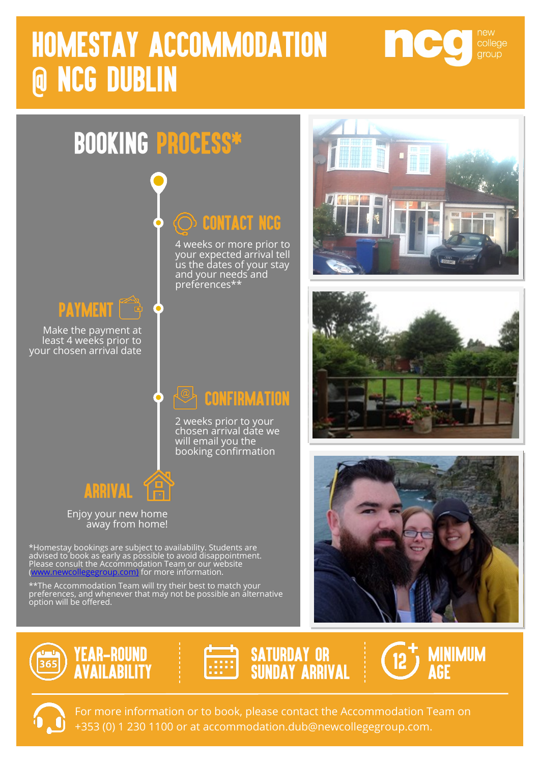# HOMESTAY ACCOMMODATION @ NCG DUBLIN

ncg new college group

## BOOKING PROCESS*

### CONTACT NCG

4 weeks or more prior to your expected arrival tell us the dates of your stay and your needs and preferences**

### PAYMENT

Make the payment at least 4 weeks prior to your chosen arrival date

### CONFIRMATION

2 weeks prior to your chosen arrival date we will email you the booking confirmation

### ARRIVAL

Enjoy your new home away from home!

*Homestay bookings are subject to availability. Students are advised to book as early as possible to avoid disappointment. Please consult the Accommodation Team or our website (www.newcollegegroup.com) for more information.

**The Accommodation Team will try their best to match your preferences, and whenever that may not be possible an alternative option will be offered.

**YEAR-ROUND AVAILABILITY** | **SATURDAY OR SUNDAY ARRIVAL** | **12+ MINIMUM AGE**

For more information or to book, please contact the Accommodation Team on +353 (0) 1 230 1100 or at accommodation.dub@newcollegegroup.com.